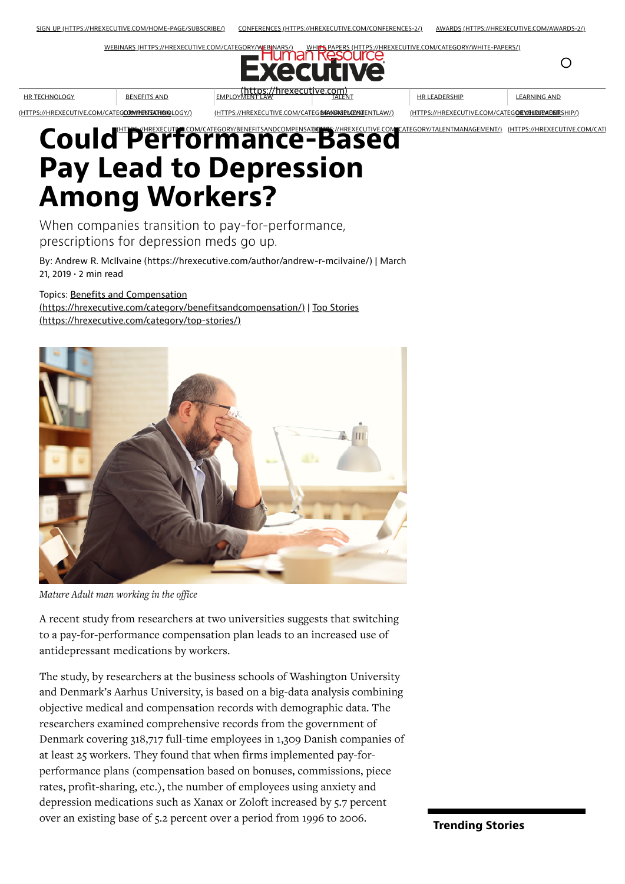# Could Performance-Based Pay Lead to Depression Among Workers?

When companies transition to pay-for-performance, prescriptions for depression meds go up.

By: Andrew R. McIlvaine (https://hrexecutive.com/author/andrew-r-mcilvaine/) | March 21, 2019 · 2 min read

Topics: Benefits and Compensation (https://hrexecutive.com/category/benefitsandcompensation/) | Top Stories (https://hrexecutive.com/category/top-stories/)

*Mature Adult man working in the office*

A recent study from researchers at two universities suggests that switching to a pay-for-performance compensation plan leads to an increased use of antidepressant medications by workers.

The study, by researchers at the business schools of Washington University and Denmark's Aarhus University, is based on a big-data analysis combining objective medical and compensation records with demographic data. The researchers examined comprehensive records from the government of Denmark covering 318,717 full-time employees in 1,309 Danish companies of at least 25 workers. They found that when firms implemented pay-for-performance plans (compensation based on bonuses, commissions, piece rates, profit-sharing, etc.), the number of employees using anxiety and depression medications such as Xanax or Zoloft increased by 5.7 percent over an existing base of 5.2 percent over a period from 1996 to 2006.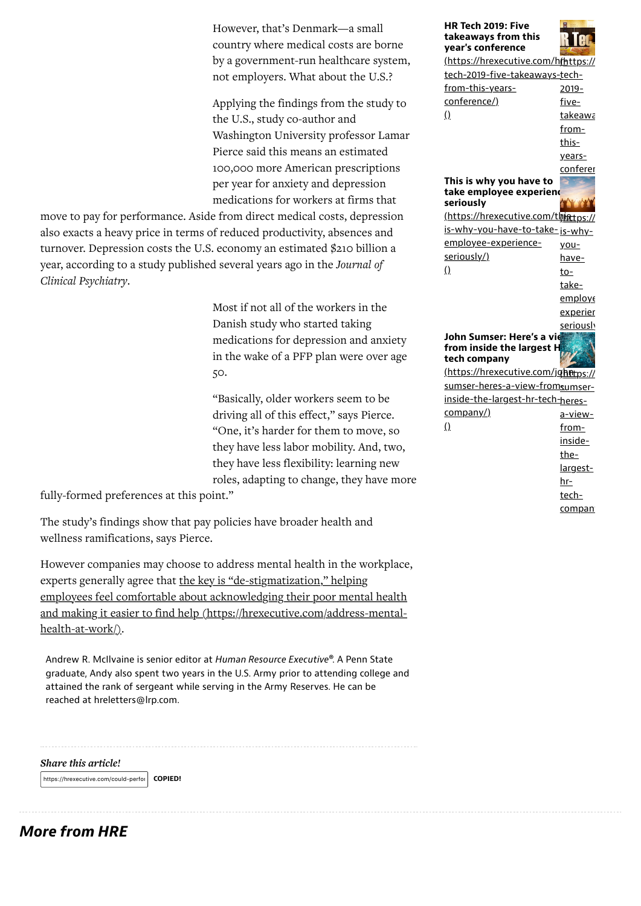However, that's Denmark—a small country where medical costs are borne by a government-run healthcare system, not employers. What about the U.S.?

Applying the findings from the study to the U.S., study co-author and Washington University professor Lamar Pierce said this means an estimated 100,000 more American prescriptions per year for anxiety and depression medications for workers at firms that move to pay for performance. Aside from direct medical costs, depression also exacts a heavy price in terms of reduced productivity, absences and turnover. Depression costs the U.S. economy an estimated $210 billion a year, according to a study published several years ago in the *Journal of Clinical Psychiatry*.

Most if not all of the workers in the Danish study who started taking medications for depression and anxiety in the wake of a PFP plan were over age 50.

"Basically, older workers seem to be driving all of this effect," says Pierce. "One, it's harder for them to move, so they have less labor mobility. And, two, they have less flexibility: learning new roles, adapting to change, they have more fully-formed preferences at this point."

The study's findings show that pay policies have broader health and wellness ramifications, says Pierce.

However companies may choose to address mental health in the workplace, experts generally agree that the key is "de-stigmatization," helping employees feel comfortable about acknowledging their poor mental health and making it easier to find help (https://hrexecutive.com/address-mental-health-at-work/).

Andrew R. McIlvaine is senior editor at *Human Resource Executive*®. A Penn State graduate, Andy also spent two years in the U.S. Army prior to attending college and attained the rank of sergeant while serving in the Army Reserves. He can be reached at hreletters@lrp.com.

***Share this article!***

https://hrexecutive.com/could-perfor COPIED!

## *More from HRE*

**HR Tech 2019: Five takeaways from this year's conference**
(https://hrexecutive.com/hr-tech-2019-five-takeaways-from-this-years-conference/)

**This is why you have to take employee experience seriously**
(https://hrexecutive.com/this-is-why-you-have-to-take-employee-experience-seriously/)

**John Sumser: Here's a view from inside the largest HR tech company**
(https://hrexecutive.com/john-sumser-heres-a-view-from-inside-the-largest-hr-tech-company/)